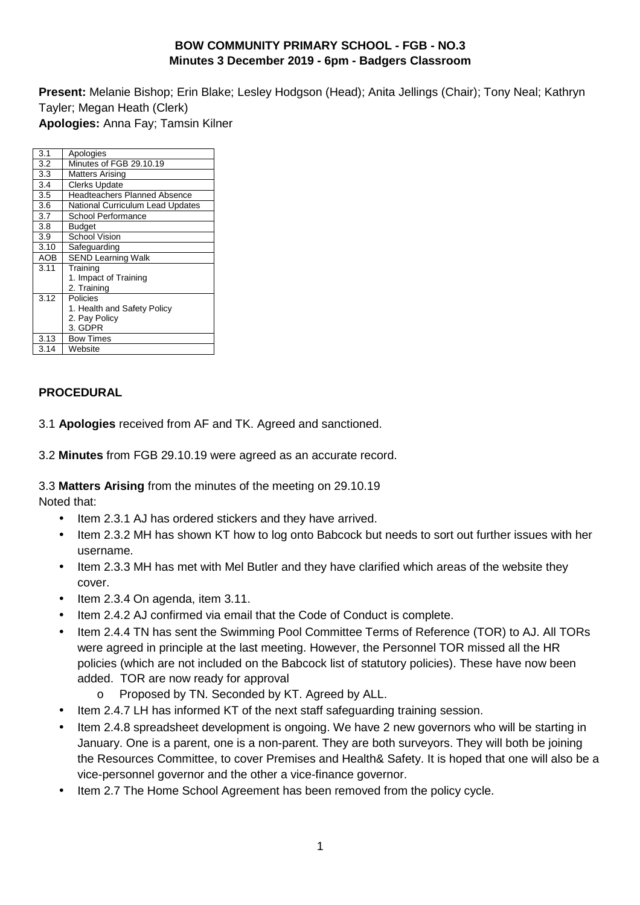**BOW COMMUNITY PRIMARY SCHOOL - FGB - NO.3**
**Minutes 3 December 2019 - 6pm - Badgers Classroom**

**Present:** Melanie Bishop; Erin Blake; Lesley Hodgson (Head); Anita Jellings (Chair); Tony Neal; Kathryn Tayler; Megan Heath (Clerk)
**Apologies:** Anna Fay; Tamsin Kilner

| | |
|---|---|
| 3.1 | Apologies |
| 3.2 | Minutes of FGB 29.10.19 |
| 3.3 | Matters Arising |
| 3.4 | Clerks Update |
| 3.5 | Headteachers Planned Absence |
| 3.6 | National Curriculum Lead Updates |
| 3.7 | School Performance |
| 3.8 | Budget |
| 3.9 | School Vision |
| 3.10 | Safeguarding |
| AOB | SEND Learning Walk |
| 3.11 | Training<br>1. Impact of Training<br>2. Training |
| 3.12 | Policies<br>1. Health and Safety Policy<br>2. Pay Policy<br>3. GDPR |
| 3.13 | Bow Times |
| 3.14 | Website |

**PROCEDURAL**

3.1 **Apologies** received from AF and TK. Agreed and sanctioned.

3.2 **Minutes** from FGB 29.10.19 were agreed as an accurate record.

3.3 **Matters Arising** from the minutes of the meeting on 29.10.19
Noted that:

- Item 2.3.1 AJ has ordered stickers and they have arrived.
- Item 2.3.2 MH has shown KT how to log onto Babcock but needs to sort out further issues with her username.
- Item 2.3.3 MH has met with Mel Butler and they have clarified which areas of the website they cover.
- Item 2.3.4 On agenda, item 3.11.
- Item 2.4.2 AJ confirmed via email that the Code of Conduct is complete.
- Item 2.4.4 TN has sent the Swimming Pool Committee Terms of Reference (TOR) to AJ. All TORs were agreed in principle at the last meeting. However, the Personnel TOR missed all the HR policies (which are not included on the Babcock list of statutory policies). These have now been added. TOR are now ready for approval
    - Proposed by TN. Seconded by KT. Agreed by ALL.
- Item 2.4.7 LH has informed KT of the next staff safeguarding training session.
- Item 2.4.8 spreadsheet development is ongoing. We have 2 new governors who will be starting in January. One is a parent, one is a non-parent. They are both surveyors. They will both be joining the Resources Committee, to cover Premises and Health& Safety. It is hoped that one will also be a vice-personnel governor and the other a vice-finance governor.
- Item 2.7 The Home School Agreement has been removed from the policy cycle.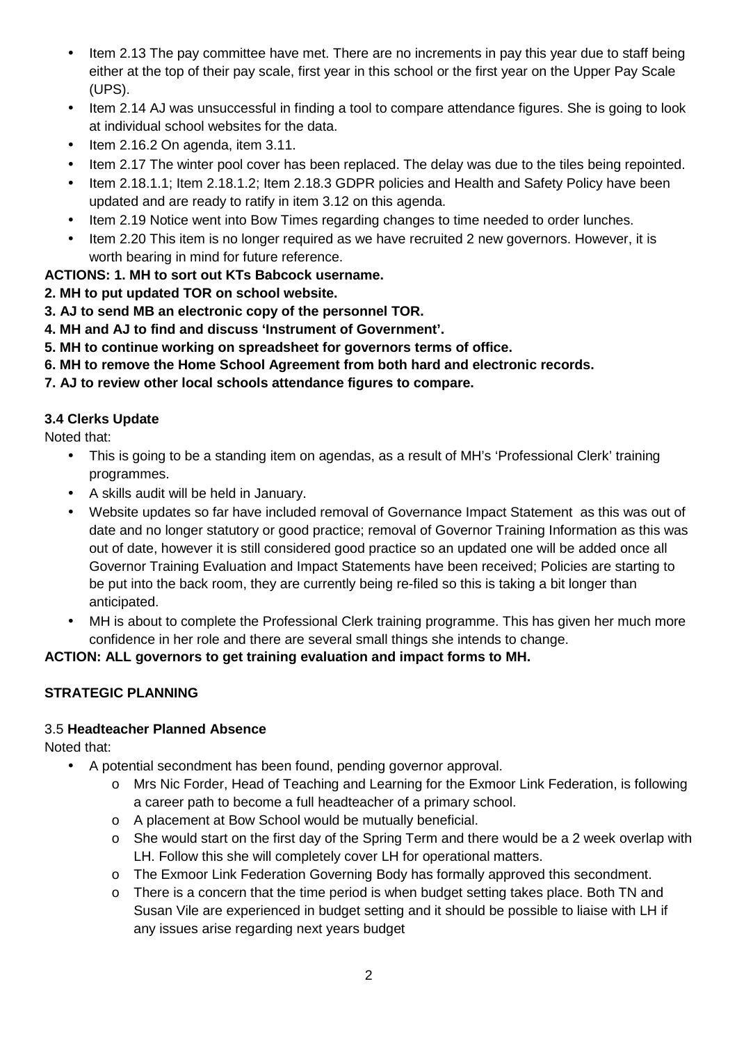- Item 2.13 The pay committee have met. There are no increments in pay this year due to staff being either at the top of their pay scale, first year in this school or the first year on the Upper Pay Scale (UPS).
- Item 2.14 AJ was unsuccessful in finding a tool to compare attendance figures. She is going to look at individual school websites for the data.
- Item 2.16.2 On agenda, item 3.11.
- Item 2.17 The winter pool cover has been replaced. The delay was due to the tiles being repointed.
- Item 2.18.1.1; Item 2.18.1.2; Item 2.18.3 GDPR policies and Health and Safety Policy have been updated and are ready to ratify in item 3.12 on this agenda.
- Item 2.19 Notice went into Bow Times regarding changes to time needed to order lunches.
- Item 2.20 This item is no longer required as we have recruited 2 new governors. However, it is worth bearing in mind for future reference.

**ACTIONS: 1. MH to sort out KTs Babcock username.**
**2. MH to put updated TOR on school website.**
**3. AJ to send MB an electronic copy of the personnel TOR.**
**4. MH and AJ to find and discuss 'Instrument of Government'.**
**5. MH to continue working on spreadsheet for governors terms of office.**
**6. MH to remove the Home School Agreement from both hard and electronic records.**
**7. AJ to review other local schools attendance figures to compare.**

**3.4 Clerks Update**

Noted that:

- This is going to be a standing item on agendas, as a result of MH's 'Professional Clerk' training programmes.
- A skills audit will be held in January.
- Website updates so far have included removal of Governance Impact Statement as this was out of date and no longer statutory or good practice; removal of Governor Training Information as this was out of date, however it is still considered good practice so an updated one will be added once all Governor Training Evaluation and Impact Statements have been received; Policies are starting to be put into the back room, they are currently being re-filed so this is taking a bit longer than anticipated.
- MH is about to complete the Professional Clerk training programme. This has given her much more confidence in her role and there are several small things she intends to change.

**ACTION: ALL governors to get training evaluation and impact forms to MH.**

**STRATEGIC PLANNING**

3.5 **Headteacher Planned Absence**

Noted that:

- A potential secondment has been found, pending governor approval.
  - Mrs Nic Forder, Head of Teaching and Learning for the Exmoor Link Federation, is following a career path to become a full headteacher of a primary school.
  - A placement at Bow School would be mutually beneficial.
  - She would start on the first day of the Spring Term and there would be a 2 week overlap with LH. Follow this she will completely cover LH for operational matters.
  - The Exmoor Link Federation Governing Body has formally approved this secondment.
  - There is a concern that the time period is when budget setting takes place. Both TN and Susan Vile are experienced in budget setting and it should be possible to liaise with LH if any issues arise regarding next years budget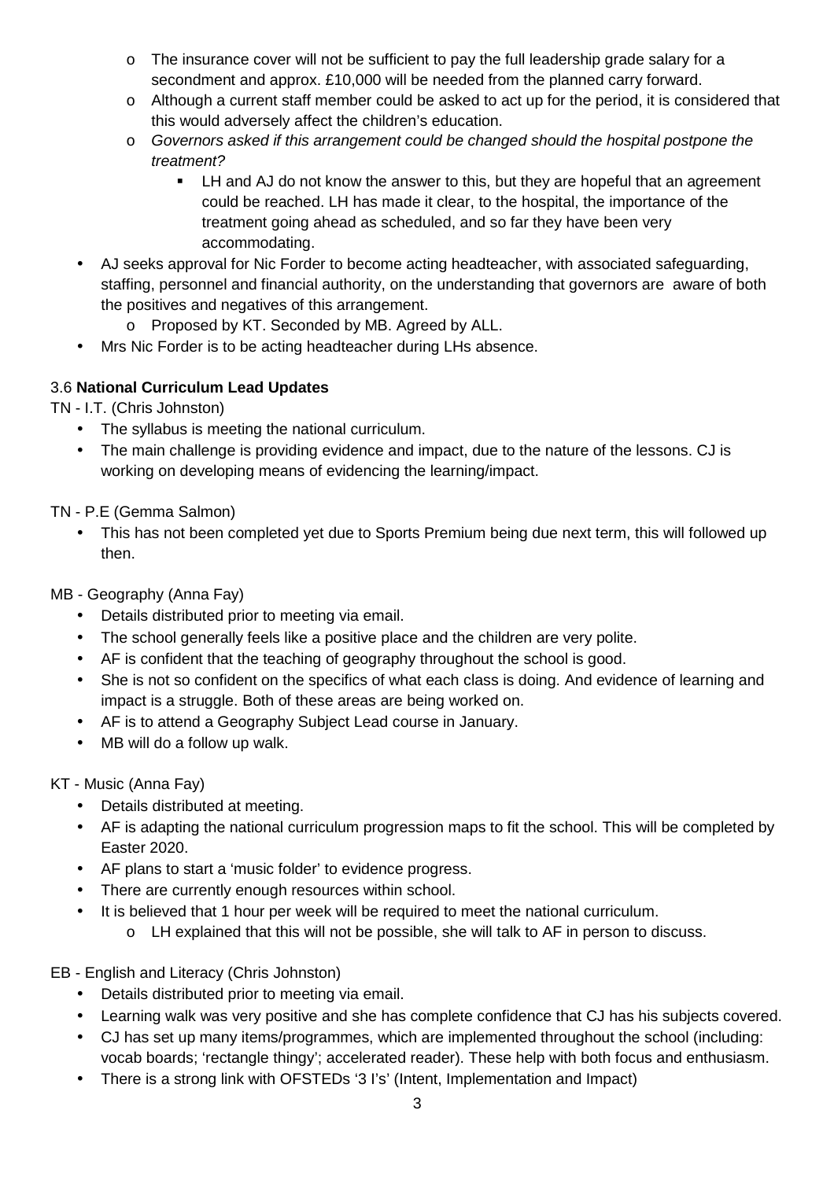- The insurance cover will not be sufficient to pay the full leadership grade salary for a secondment and approx. £10,000 will be needed from the planned carry forward.
  - Although a current staff member could be asked to act up for the period, it is considered that this would adversely affect the children's education.
  - *Governors asked if this arrangement could be changed should the hospital postpone the treatment?*
    - LH and AJ do not know the answer to this, but they are hopeful that an agreement could be reached. LH has made it clear, to the hospital, the importance of the treatment going ahead as scheduled, and so far they have been very accommodating.
- AJ seeks approval for Nic Forder to become acting headteacher, with associated safeguarding, staffing, personnel and financial authority, on the understanding that governors are aware of both the positives and negatives of this arrangement.
  - Proposed by KT. Seconded by MB. Agreed by ALL.
- Mrs Nic Forder is to be acting headteacher during LHs absence.

3.6 **National Curriculum Lead Updates**

TN - I.T. (Chris Johnston)

- The syllabus is meeting the national curriculum.
- The main challenge is providing evidence and impact, due to the nature of the lessons. CJ is working on developing means of evidencing the learning/impact.

TN - P.E (Gemma Salmon)

- This has not been completed yet due to Sports Premium being due next term, this will followed up then.

MB - Geography (Anna Fay)

- Details distributed prior to meeting via email.
- The school generally feels like a positive place and the children are very polite.
- AF is confident that the teaching of geography throughout the school is good.
- She is not so confident on the specifics of what each class is doing. And evidence of learning and impact is a struggle. Both of these areas are being worked on.
- AF is to attend a Geography Subject Lead course in January.
- MB will do a follow up walk.

KT - Music (Anna Fay)

- Details distributed at meeting.
- AF is adapting the national curriculum progression maps to fit the school. This will be completed by Easter 2020.
- AF plans to start a 'music folder' to evidence progress.
- There are currently enough resources within school.
- It is believed that 1 hour per week will be required to meet the national curriculum.
  - LH explained that this will not be possible, she will talk to AF in person to discuss.

EB - English and Literacy (Chris Johnston)

- Details distributed prior to meeting via email.
- Learning walk was very positive and she has complete confidence that CJ has his subjects covered.
- CJ has set up many items/programmes, which are implemented throughout the school (including: vocab boards; 'rectangle thingy'; accelerated reader). These help with both focus and enthusiasm.
- There is a strong link with OFSTEDs '3 I's' (Intent, Implementation and Impact)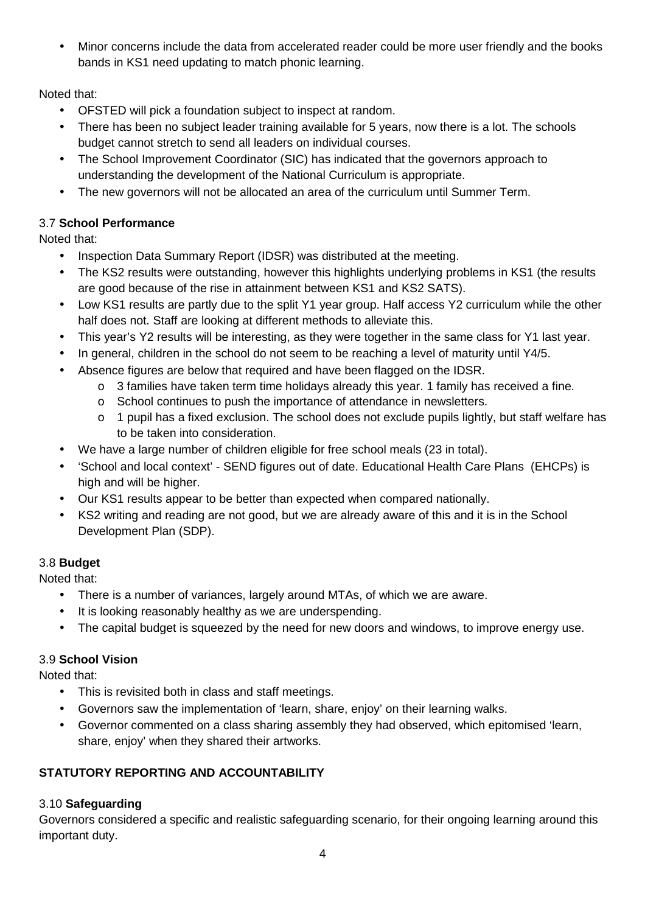- Minor concerns include the data from accelerated reader could be more user friendly and the books bands in KS1 need updating to match phonic learning.

Noted that:

- OFSTED will pick a foundation subject to inspect at random.
- There has been no subject leader training available for 5 years, now there is a lot. The schools budget cannot stretch to send all leaders on individual courses.
- The School Improvement Coordinator (SIC) has indicated that the governors approach to understanding the development of the National Curriculum is appropriate.
- The new governors will not be allocated an area of the curriculum until Summer Term.

3.7 **School Performance**

Noted that:

- Inspection Data Summary Report (IDSR) was distributed at the meeting.
- The KS2 results were outstanding, however this highlights underlying problems in KS1 (the results are good because of the rise in attainment between KS1 and KS2 SATS).
- Low KS1 results are partly due to the split Y1 year group. Half access Y2 curriculum while the other half does not. Staff are looking at different methods to alleviate this.
- This year's Y2 results will be interesting, as they were together in the same class for Y1 last year.
- In general, children in the school do not seem to be reaching a level of maturity until Y4/5.
- Absence figures are below that required and have been flagged on the IDSR.
  - 3 families have taken term time holidays already this year. 1 family has received a fine.
  - School continues to push the importance of attendance in newsletters.
  - 1 pupil has a fixed exclusion. The school does not exclude pupils lightly, but staff welfare has to be taken into consideration.
- We have a large number of children eligible for free school meals (23 in total).
- 'School and local context' - SEND figures out of date. Educational Health Care Plans (EHCPs) is high and will be higher.
- Our KS1 results appear to be better than expected when compared nationally.
- KS2 writing and reading are not good, but we are already aware of this and it is in the School Development Plan (SDP).

3.8 **Budget**

Noted that:

- There is a number of variances, largely around MTAs, of which we are aware.
- It is looking reasonably healthy as we are underspending.
- The capital budget is squeezed by the need for new doors and windows, to improve energy use.

3.9 **School Vision**

Noted that:

- This is revisited both in class and staff meetings.
- Governors saw the implementation of 'learn, share, enjoy' on their learning walks.
- Governor commented on a class sharing assembly they had observed, which epitomised 'learn, share, enjoy' when they shared their artworks.

**STATUTORY REPORTING AND ACCOUNTABILITY**

3.10 **Safeguarding**

Governors considered a specific and realistic safeguarding scenario, for their ongoing learning around this important duty.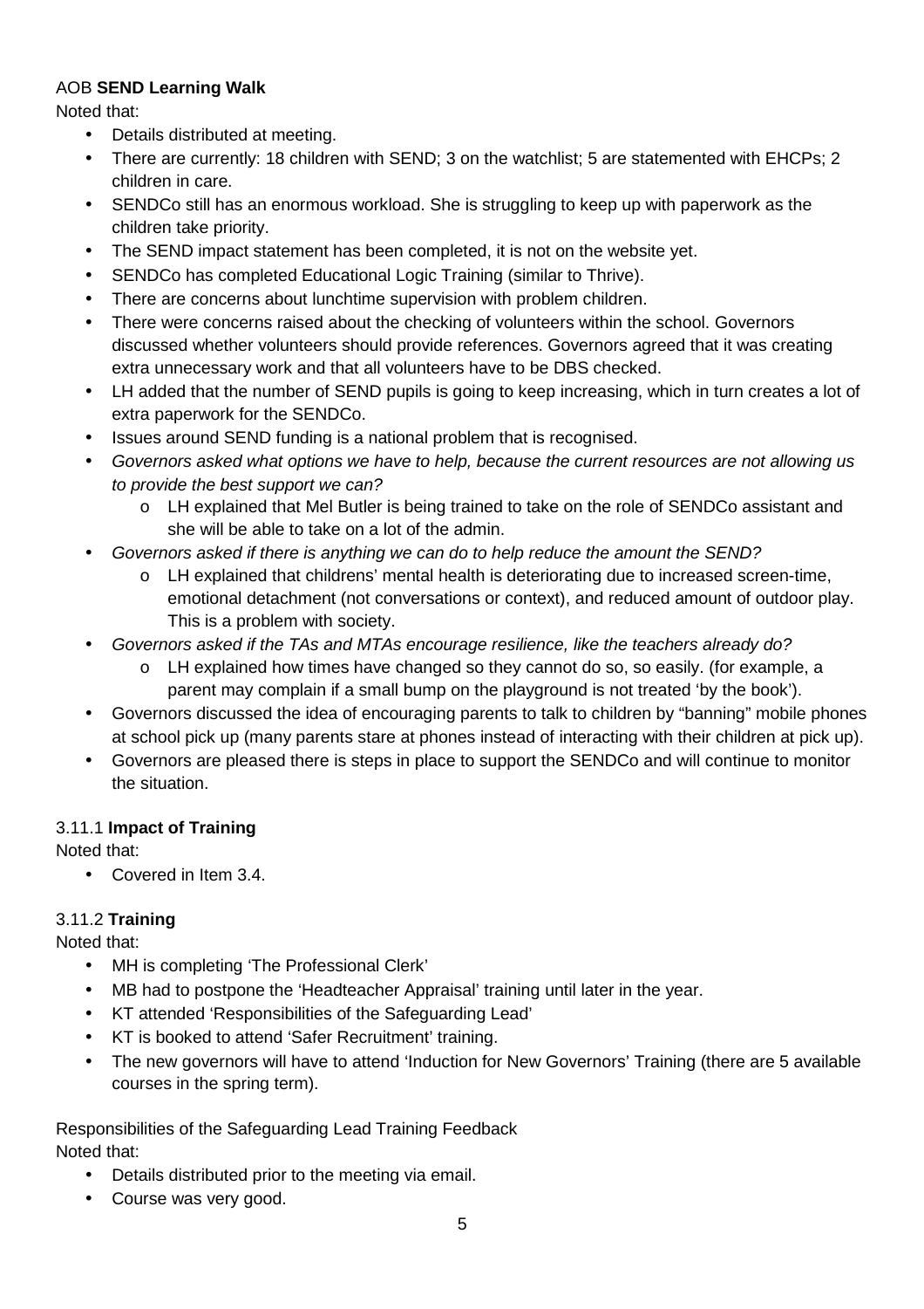AOB **SEND Learning Walk**

Noted that:

- Details distributed at meeting.
- There are currently: 18 children with SEND; 3 on the watchlist; 5 are statemented with EHCPs; 2 children in care.
- SENDCo still has an enormous workload. She is struggling to keep up with paperwork as the children take priority.
- The SEND impact statement has been completed, it is not on the website yet.
- SENDCo has completed Educational Logic Training (similar to Thrive).
- There are concerns about lunchtime supervision with problem children.
- There were concerns raised about the checking of volunteers within the school. Governors discussed whether volunteers should provide references. Governors agreed that it was creating extra unnecessary work and that all volunteers have to be DBS checked.
- LH added that the number of SEND pupils is going to keep increasing, which in turn creates a lot of extra paperwork for the SENDCo.
- Issues around SEND funding is a national problem that is recognised.
- *Governors asked what options we have to help, because the current resources are not allowing us to provide the best support we can?*
    - LH explained that Mel Butler is being trained to take on the role of SENDCo assistant and she will be able to take on a lot of the admin.
- *Governors asked if there is anything we can do to help reduce the amount the SEND?*
    - LH explained that childrens' mental health is deteriorating due to increased screen-time, emotional detachment (not conversations or context), and reduced amount of outdoor play. This is a problem with society.
- *Governors asked if the TAs and MTAs encourage resilience, like the teachers already do?*
    - LH explained how times have changed so they cannot do so, so easily. (for example, a parent may complain if a small bump on the playground is not treated 'by the book').
- Governors discussed the idea of encouraging parents to talk to children by "banning" mobile phones at school pick up (many parents stare at phones instead of interacting with their children at pick up).
- Governors are pleased there is steps in place to support the SENDCo and will continue to monitor the situation.

3.11.1 **Impact of Training**

Noted that:

- Covered in Item 3.4.

3.11.2 **Training**

Noted that:

- MH is completing 'The Professional Clerk'
- MB had to postpone the 'Headteacher Appraisal' training until later in the year.
- KT attended 'Responsibilities of the Safeguarding Lead'
- KT is booked to attend 'Safer Recruitment' training.
- The new governors will have to attend 'Induction for New Governors' Training (there are 5 available courses in the spring term).

Responsibilities of the Safeguarding Lead Training Feedback

Noted that:

- Details distributed prior to the meeting via email.
- Course was very good.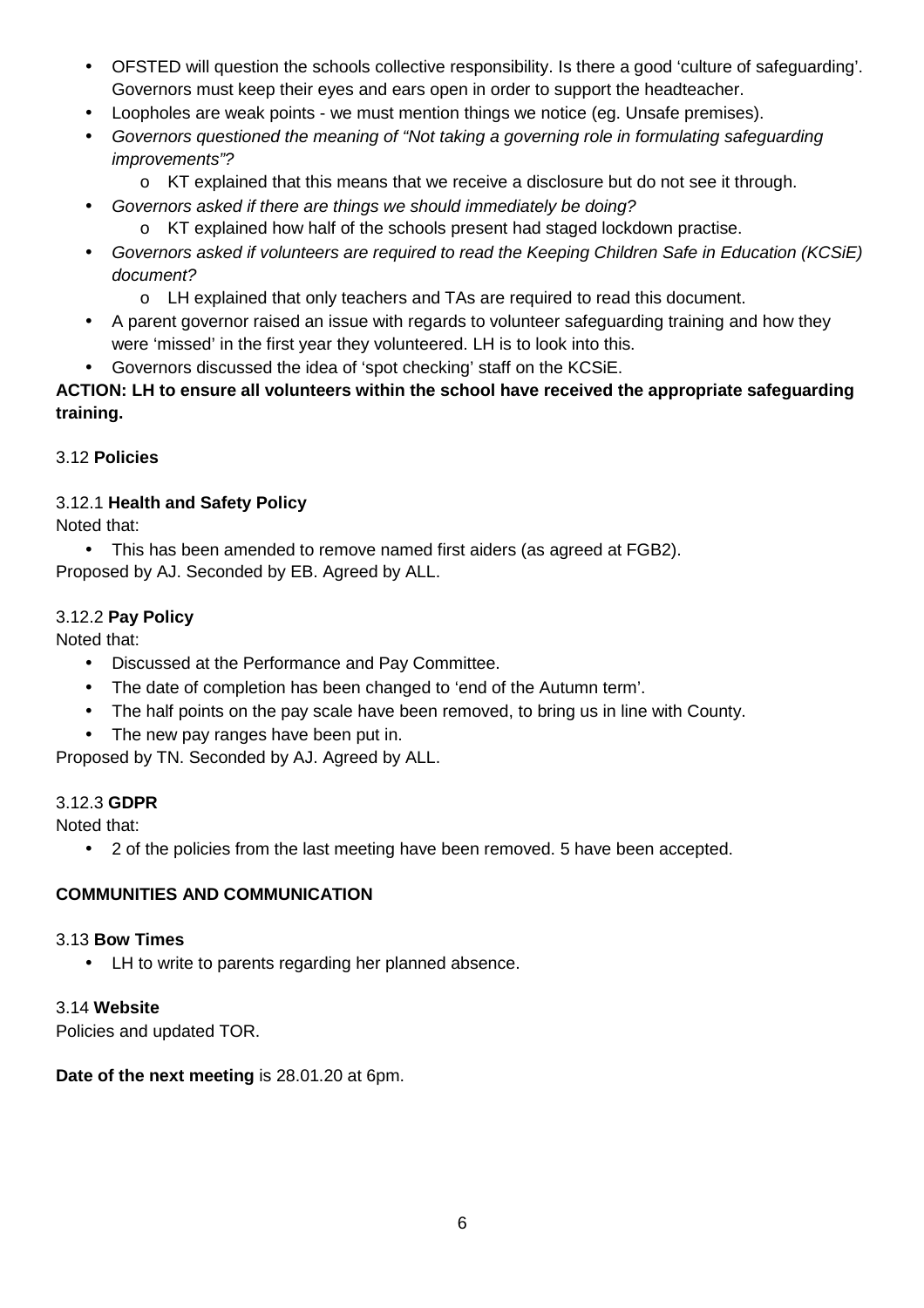- OFSTED will question the schools collective responsibility. Is there a good 'culture of safeguarding'. Governors must keep their eyes and ears open in order to support the headteacher.
- Loopholes are weak points - we must mention things we notice (eg. Unsafe premises).
- *Governors questioned the meaning of "Not taking a governing role in formulating safeguarding improvements"?*
  - KT explained that this means that we receive a disclosure but do not see it through.
- *Governors asked if there are things we should immediately be doing?*
  - KT explained how half of the schools present had staged lockdown practise.
- *Governors asked if volunteers are required to read the Keeping Children Safe in Education (KCSiE) document?*
  - LH explained that only teachers and TAs are required to read this document.
- A parent governor raised an issue with regards to volunteer safeguarding training and how they were 'missed' in the first year they volunteered. LH is to look into this.
- Governors discussed the idea of 'spot checking' staff on the KCSiE.

**ACTION: LH to ensure all volunteers within the school have received the appropriate safeguarding training.**

3.12 **Policies**

3.12.1 **Health and Safety Policy**

Noted that:

- This has been amended to remove named first aiders (as agreed at FGB2).

Proposed by AJ. Seconded by EB. Agreed by ALL.

3.12.2 **Pay Policy**

Noted that:

- Discussed at the Performance and Pay Committee.
- The date of completion has been changed to 'end of the Autumn term'.
- The half points on the pay scale have been removed, to bring us in line with County.
- The new pay ranges have been put in.

Proposed by TN. Seconded by AJ. Agreed by ALL.

3.12.3 **GDPR**

Noted that:

- 2 of the policies from the last meeting have been removed. 5 have been accepted.

**COMMUNITIES AND COMMUNICATION**

3.13 **Bow Times**

- LH to write to parents regarding her planned absence.

3.14 **Website**

Policies and updated TOR.

**Date of the next meeting** is 28.01.20 at 6pm.